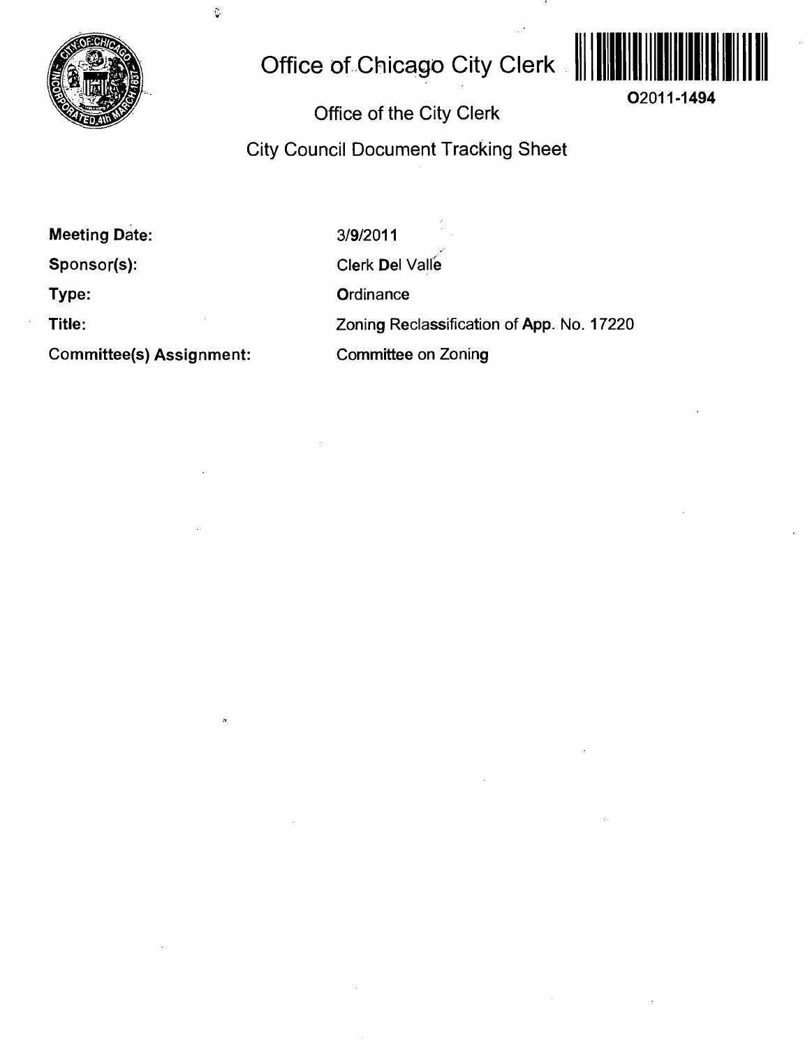# Office of Chicago City Clerk

O2011-1494

## Office of the City Clerk

## City Council Document Tracking Sheet

| | |
|---|---|
| **Meeting Date:** | 3/9/2011 |
| **Sponsor(s):** | Clerk Del Valle |
| **Type:** | Ordinance |
| **Title:** | Zoning Reclassification of App. No. 17220 |
| **Committee(s) Assignment:** | Committee on Zoning |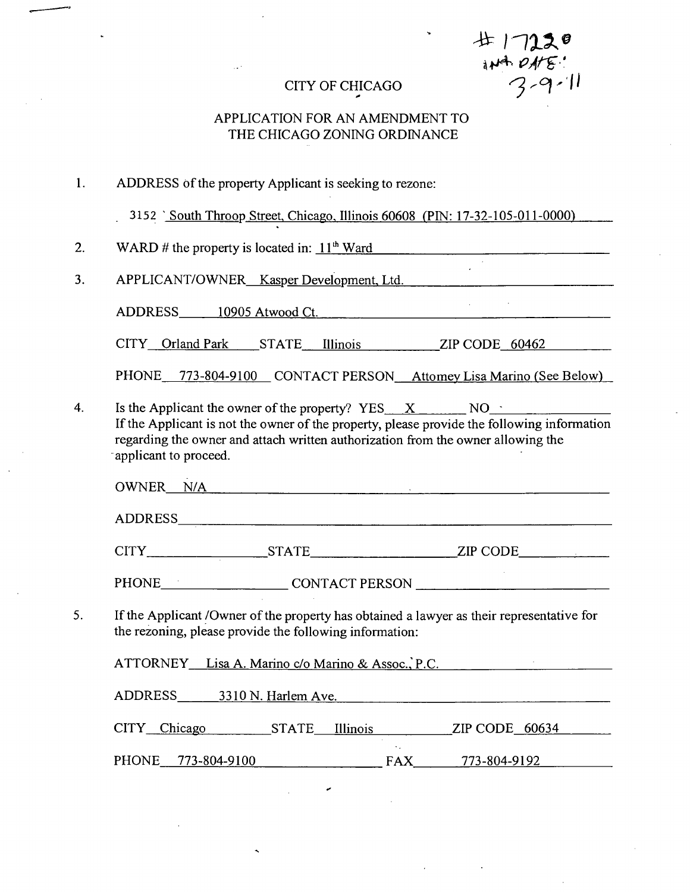#17220
int. DATE:
3-9-11

CITY OF CHICAGO

APPLICATION FOR AN AMENDMENT TO
THE CHICAGO ZONING ORDINANCE

1. ADDRESS of the property Applicant is seeking to rezone:

   3152 South Throop Street, Chicago, Illinois 60608 (PIN: 17-32-105-011-0000)

2. WARD # the property is located in: 11th Ward

3. APPLICANT/OWNER Kasper Development, Ltd.

   ADDRESS 10905 Atwood Ct.

   CITY Orland Park STATE Illinois ZIP CODE 60462

   PHONE 773-804-9100 CONTACT PERSON Attorney Lisa Marino (See Below)

4. Is the Applicant the owner of the property? YES X NO
   If the Applicant is not the owner of the property, please provide the following information regarding the owner and attach written authorization from the owner allowing the applicant to proceed.

   OWNER N/A

   ADDRESS

   CITY STATE ZIP CODE

   PHONE CONTACT PERSON

5. If the Applicant /Owner of the property has obtained a lawyer as their representative for the rezoning, please provide the following information:

   ATTORNEY Lisa A. Marino c/o Marino & Assoc., P.C.

   ADDRESS 3310 N. Harlem Ave.

   CITY Chicago STATE Illinois ZIP CODE 60634

   PHONE 773-804-9100 FAX 773-804-9192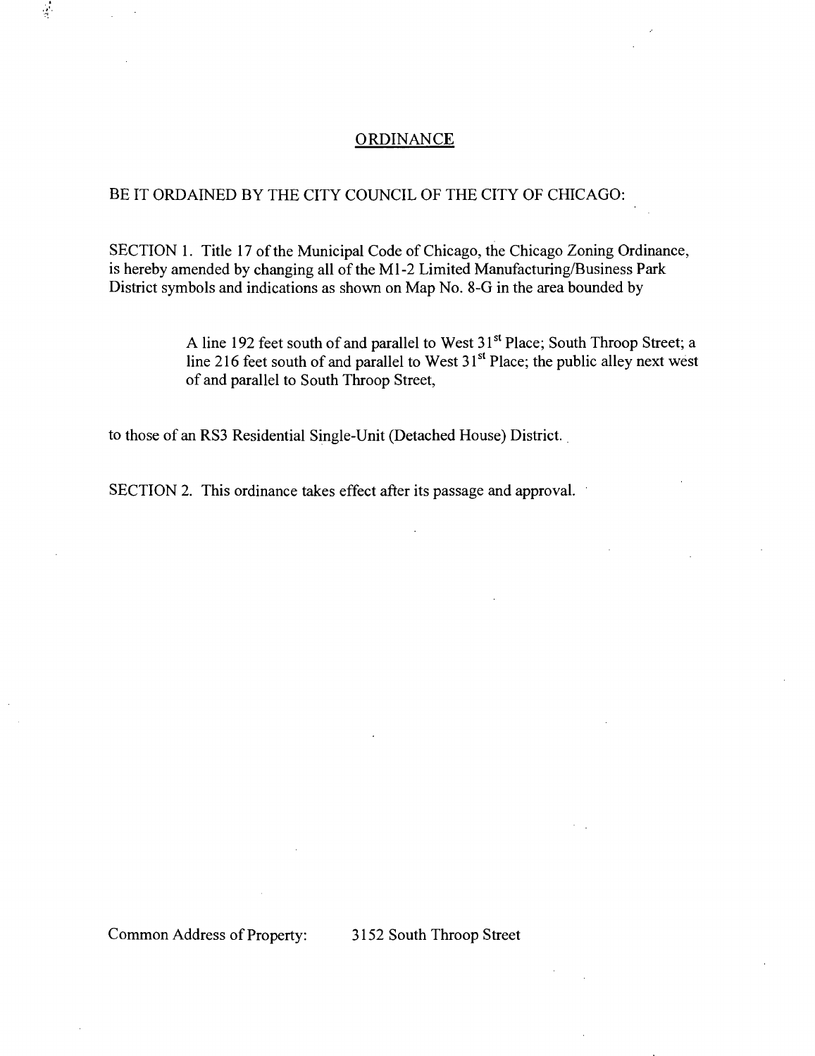# ORDINANCE

BE IT ORDAINED BY THE CITY COUNCIL OF THE CITY OF CHICAGO:

SECTION 1. Title 17 of the Municipal Code of Chicago, the Chicago Zoning Ordinance, is hereby amended by changing all of the M1-2 Limited Manufacturing/Business Park District symbols and indications as shown on Map No. 8-G in the area bounded by

> A line 192 feet south of and parallel to West 31st Place; South Throop Street; a line 216 feet south of and parallel to West 31st Place; the public alley next west of and parallel to South Throop Street,

to those of an RS3 Residential Single-Unit (Detached House) District.

SECTION 2. This ordinance takes effect after its passage and approval.

Common Address of Property: 3152 South Throop Street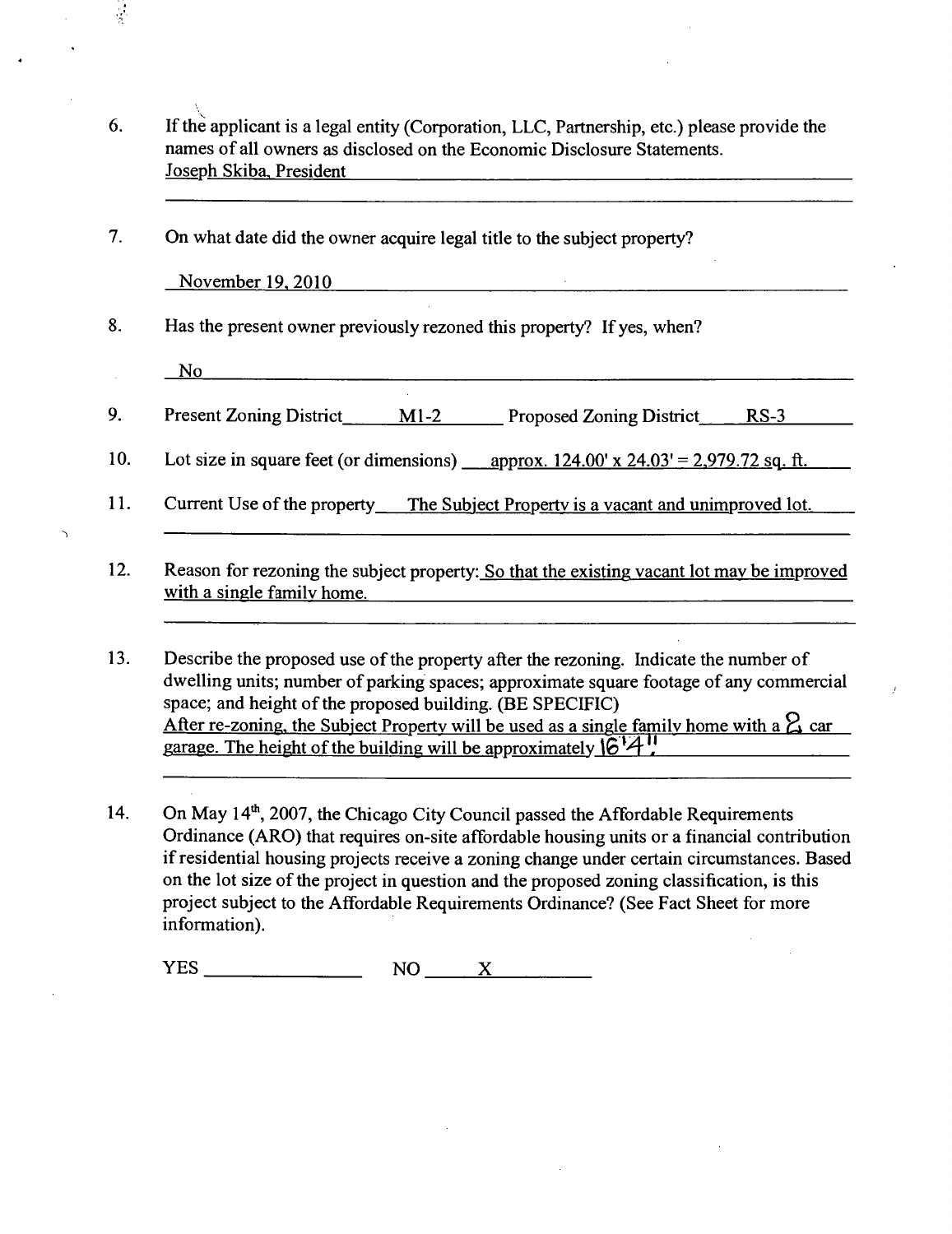6. If the applicant is a legal entity (Corporation, LLC, Partnership, etc.) please provide the names of all owners as disclosed on the Economic Disclosure Statements.
   Joseph Skiba, President

7. On what date did the owner acquire legal title to the subject property?

   November 19, 2010

8. Has the present owner previously rezoned this property? If yes, when?

   No

9. Present Zoning District M1-2 Proposed Zoning District RS-3

10. Lot size in square feet (or dimensions) approx. 124.00' x 24.03' = 2,979.72 sq. ft.

11. Current Use of the property The Subject Property is a vacant and unimproved lot.

12. Reason for rezoning the subject property: So that the existing vacant lot may be improved with a single family home.

13. Describe the proposed use of the property after the rezoning. Indicate the number of dwelling units; number of parking spaces; approximate square footage of any commercial space; and height of the proposed building. (BE SPECIFIC)
    After re-zoning, the Subject Property will be used as a single family home with a 2 car garage. The height of the building will be approximately 16'4".

14. On May 14th, 2007, the Chicago City Council passed the Affordable Requirements Ordinance (ARO) that requires on-site affordable housing units or a financial contribution if residential housing projects receive a zoning change under certain circumstances. Based on the lot size of the project in question and the proposed zoning classification, is this project subject to the Affordable Requirements Ordinance? (See Fact Sheet for more information).

    YES \_\_\_\_\_\_\_\_ NO X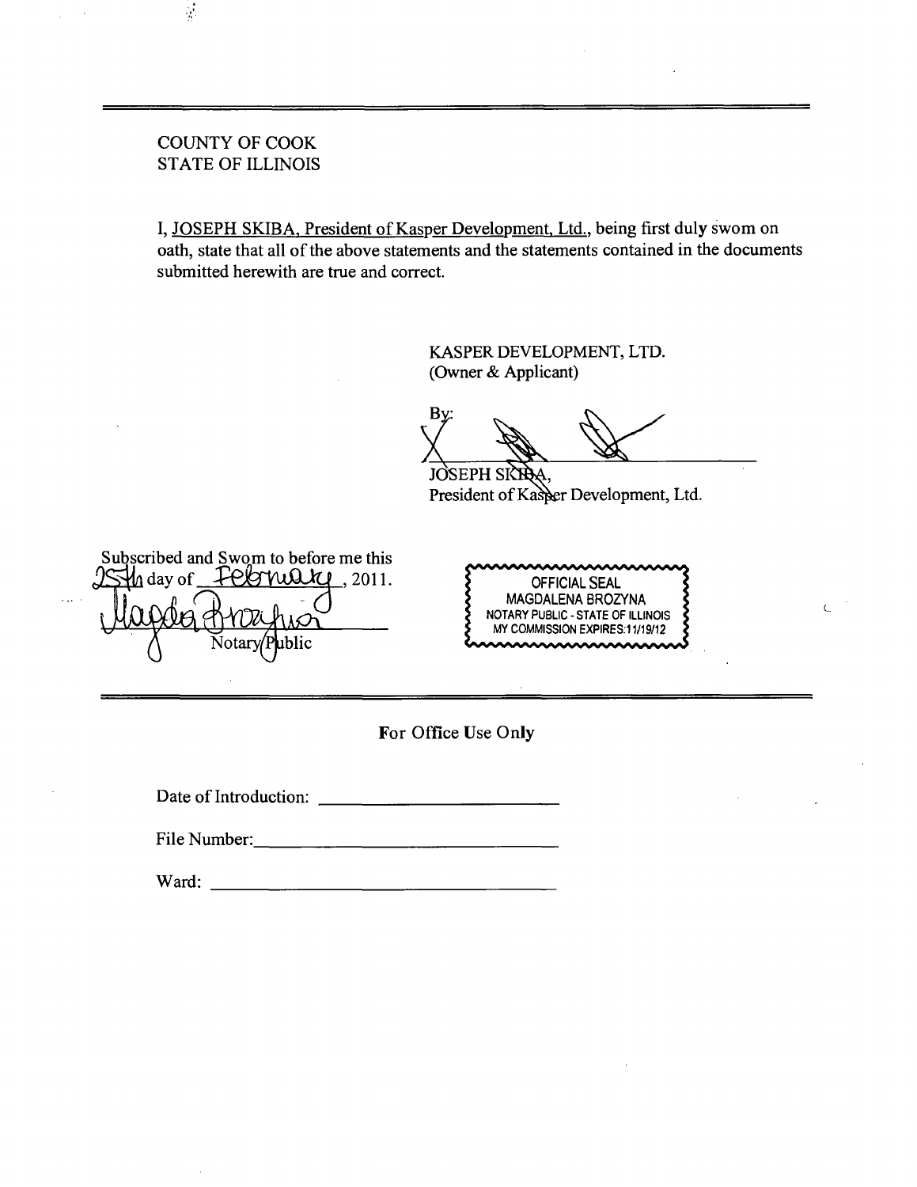COUNTY OF COOK
STATE OF ILLINOIS

I, JOSEPH SKIBA, President of Kasper Development, Ltd., being first duly sworn on oath, state that all of the above statements and the statements contained in the documents submitted herewith are true and correct.

KASPER DEVELOPMENT, LTD.
(Owner & Applicant)

By: ______________________________
JOSEPH SKIBA,
President of Kasper Development, Ltd.

Subscribed and Sworn to before me this 25th day of February, 2011.

______________________________
Notary Public

OFFICIAL SEAL
MAGDALENA BROZYNA
NOTARY PUBLIC - STATE OF ILLINOIS
MY COMMISSION EXPIRES:11/19/12

---

For Office Use Only

Date of Introduction: ______________________

File Number: ______________________

Ward: ______________________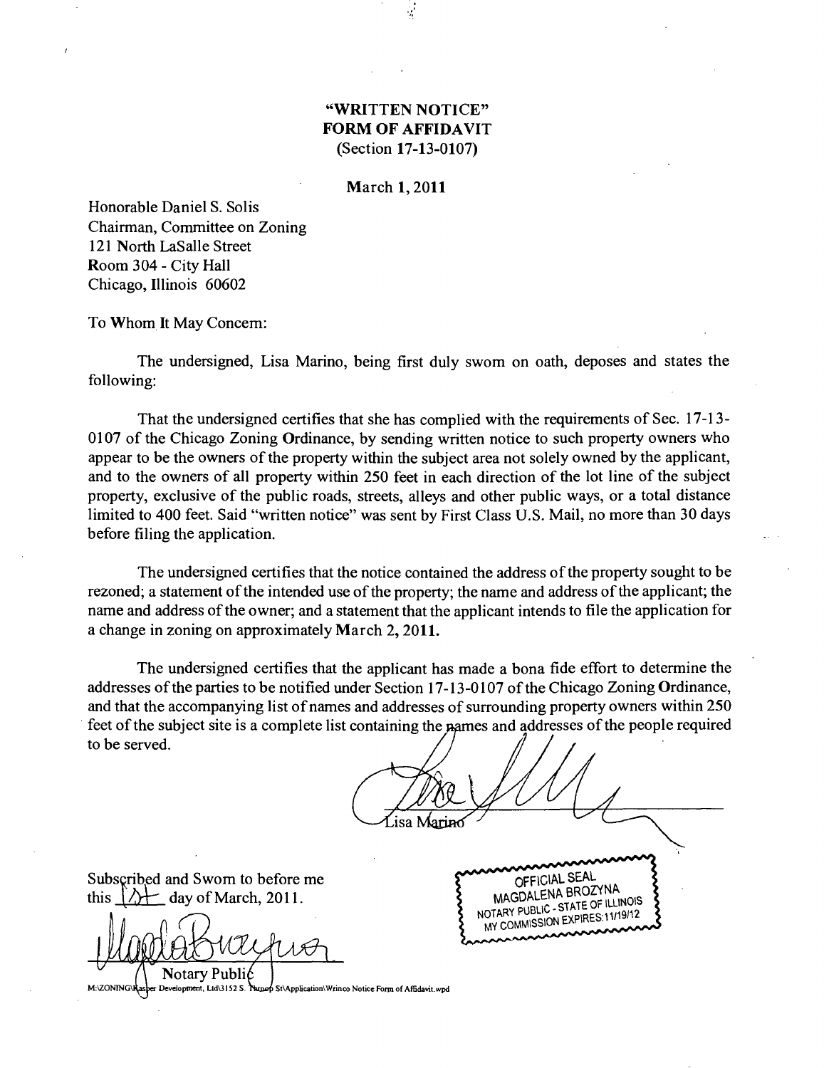**"WRITTEN NOTICE"**
**FORM OF AFFIDAVIT**
(Section **17-13-0107**)

**March 1, 2011**

Honorable Daniel S. Solis
Chairman, Committee on Zoning
121 North LaSalle Street
Room 304 - City Hall
Chicago, Illinois 60602

To Whom It May Concern:

The undersigned, Lisa Marino, being first duly sworn on oath, deposes and states the following:

That the undersigned certifies that she has complied with the requirements of Sec. 17-13-0107 of the Chicago Zoning Ordinance, by sending written notice to such property owners who appear to be the owners of the property within the subject area not solely owned by the applicant, and to the owners of all property within 250 feet in each direction of the lot line of the subject property, exclusive of the public roads, streets, alleys and other public ways, or a total distance limited to 400 feet. Said "written notice" was sent by First Class U.S. Mail, no more than 30 days before filing the application.

The undersigned certifies that the notice contained the address of the property sought to be rezoned; a statement of the intended use of the property; the name and address of the applicant; the name and address of the owner; and a statement that the applicant intends to file the application for a change in zoning on approximately **March 2, 2011.**

The undersigned certifies that the applicant has made a bona fide effort to determine the addresses of the parties to be notified under Section 17-13-0107 of the Chicago Zoning Ordinance, and that the accompanying list of names and addresses of surrounding property owners within 250 feet of the subject site is a complete list containing the names and addresses of the people required to be served.

Lisa Marino

Subscribed and Sworn to before me this 1st day of March, 2011.

Notary Public

OFFICIAL SEAL
MAGDALENA BROZYNA
NOTARY PUBLIC - STATE OF ILLINOIS
MY COMMISSION EXPIRES: 11/19/12

M:\ZONING\Kasper Development, Ltd\3152 S. Throop St\Application\Wrinco Notice Form of Affidavit.wpd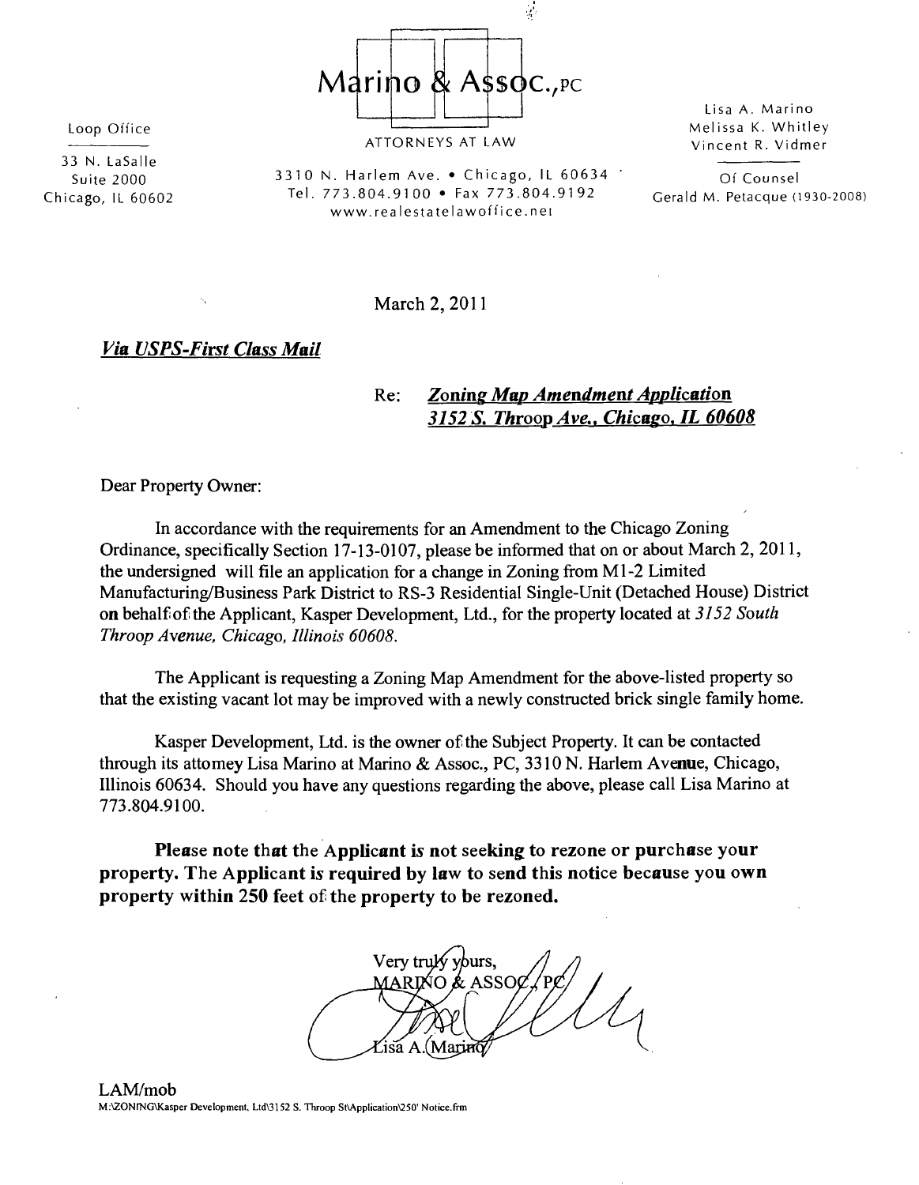Marino & Assoc., PC

ATTORNEYS AT LAW

Loop Office

33 N. LaSalle
Suite 2000
Chicago, IL 60602

3310 N. Harlem Ave. • Chicago, IL 60634
Tel. 773.804.9100 • Fax 773.804.9192
www.realestatelawoffice.net

Lisa A. Marino
Melissa K. Whitley
Vincent R. Vidmer

Of Counsel
Gerald M. Petacque (1930-2008)

March 2, 2011

***Via USPS-First Class Mail***

Re: ***Zoning Map Amendment Application***
***3152 S. Throop Ave., Chicago, IL 60608***

Dear Property Owner:

In accordance with the requirements for an Amendment to the Chicago Zoning Ordinance, specifically Section 17-13-0107, please be informed that on or about March 2, 2011, the undersigned will file an application for a change in Zoning from M1-2 Limited Manufacturing/Business Park District to RS-3 Residential Single-Unit (Detached House) District on behalf of the Applicant, Kasper Development, Ltd., for the property located at *3152 South Throop Avenue, Chicago, Illinois 60608.*

The Applicant is requesting a Zoning Map Amendment for the above-listed property so that the existing vacant lot may be improved with a newly constructed brick single family home.

Kasper Development, Ltd. is the owner of the Subject Property. It can be contacted through its attorney Lisa Marino at Marino & Assoc., PC, 3310 N. Harlem Avenue, Chicago, Illinois 60634. Should you have any questions regarding the above, please call Lisa Marino at 773.804.9100.

**Please note that the Applicant is not seeking to rezone or purchase your property. The Applicant is required by law to send this notice because you own property within 250 feet of the property to be rezoned.**

Very truly yours,
MARINO & ASSOC., PC

Lisa A. Marino

LAM/mob
M:\ZONING\Kasper Development, Ltd\3152 S. Throop St\Application\250' Notice.frm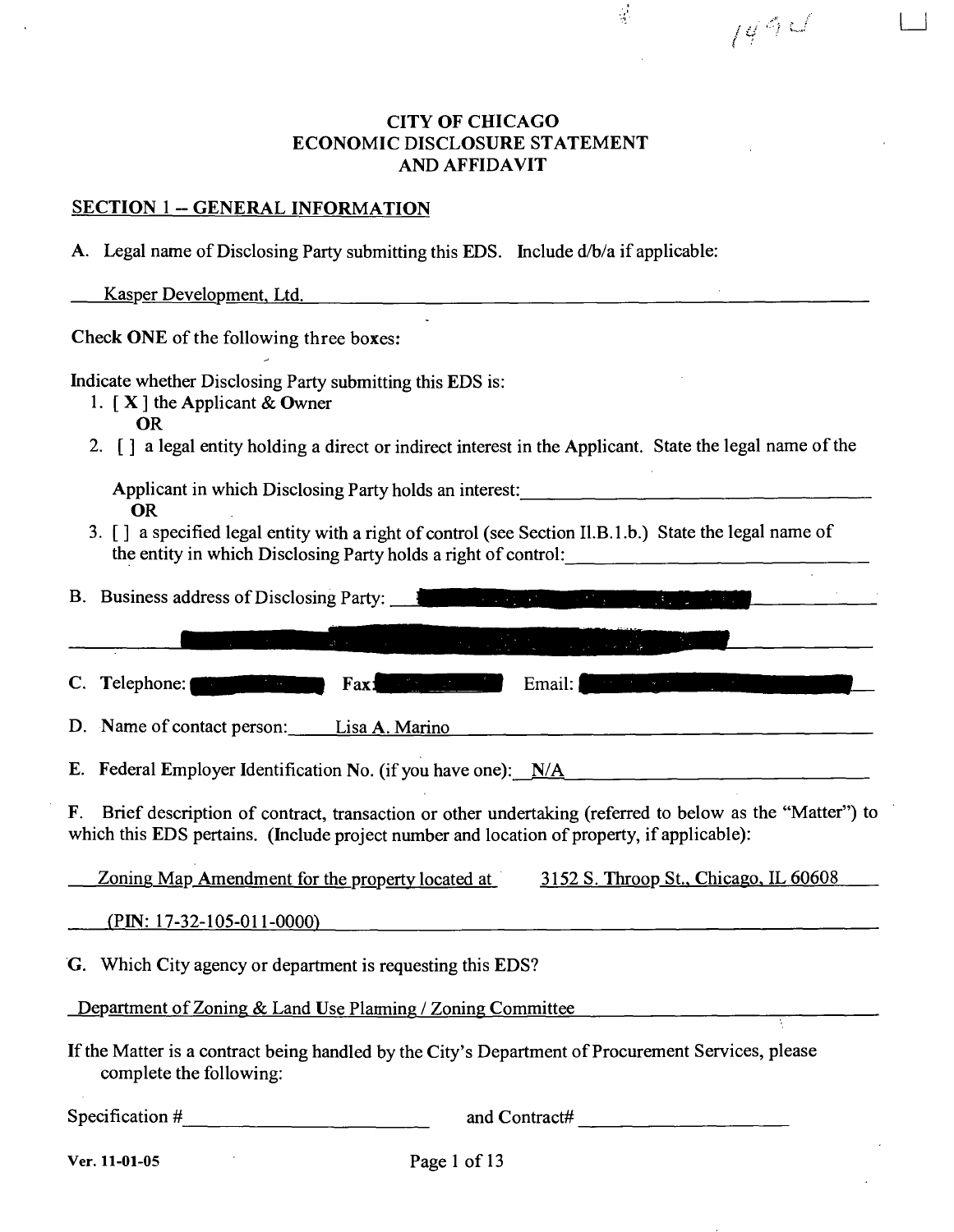# CITY OF CHICAGO
# ECONOMIC DISCLOSURE STATEMENT
# AND AFFIDAVIT

## SECTION 1 – GENERAL INFORMATION

A. Legal name of Disclosing Party submitting this EDS. Include d/b/a if applicable:

Kasper Development, Ltd.

Check **ONE** of the following three boxes:

Indicate whether Disclosing Party submitting this EDS is:

1. [ X ] the Applicant & Owner
   **OR**
2. [ ] a legal entity holding a direct or indirect interest in the Applicant. State the legal name of the Applicant in which Disclosing Party holds an interest: ____________________
   **OR**
3. [ ] a specified legal entity with a right of control (see Section II.B.1.b.) State the legal name of the entity in which Disclosing Party holds a right of control: ____________________

B. Business address of Disclosing Party: [REDACTED]

[REDACTED]

C. Telephone: [REDACTED] Fax: [REDACTED] Email: [REDACTED]

D. Name of contact person: Lisa A. Marino

E. Federal Employer Identification No. (if you have one): N/A

F. Brief description of contract, transaction or other undertaking (referred to below as the "Matter") to which this EDS pertains. (Include project number and location of property, if applicable):

Zoning Map Amendment for the property located at 3152 S. Throop St., Chicago, IL 60608

(PIN: 17-32-105-011-0000)

G. Which City agency or department is requesting this EDS?

Department of Zoning & Land Use Planning / Zoning Committee

If the Matter is a contract being handled by the City's Department of Procurement Services, please complete the following:

Specification # ____________________ and Contract# ____________________

Ver. 11-01-05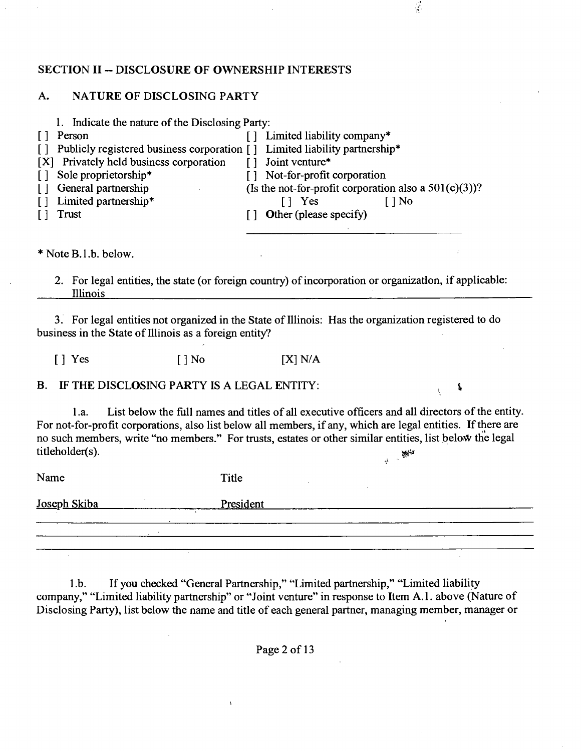## SECTION II -- DISCLOSURE OF OWNERSHIP INTERESTS

### A. NATURE OF DISCLOSING PARTY

1. Indicate the nature of the Disclosing Party:

[ ] Person
[ ] Publicly registered business corporation
[X] Privately held business corporation
[ ] Sole proprietorship*
[ ] General partnership
[ ] Limited partnership*
[ ] Trust
[ ] Limited liability company*
[ ] Limited liability partnership*
[ ] Joint venture*
[ ] Not-for-profit corporation
(Is the not-for-profit corporation also a 501(c)(3))?
[ ] Yes [ ] No
[ ] Other (please specify)

\* Note B.1.b. below.

2. For legal entities, the state (or foreign country) of incorporation or organization, if applicable: Illinois

3. For legal entities not organized in the State of Illinois: Has the organization registered to do business in the State of Illinois as a foreign entity?

[ ] Yes [ ] No [X] N/A

### B. IF THE DISCLOSING PARTY IS A LEGAL ENTITY:

1.a. List below the full names and titles of all executive officers and all directors of the entity. For not-for-profit corporations, also list below all members, if any, which are legal entities. If there are no such members, write "no members." For trusts, estates or other similar entities, list below the legal titleholder(s).

| Name | Title |
|---|---|
| Joseph Skiba | President |

1.b. If you checked "General Partnership," "Limited partnership," "Limited liability company," "Limited liability partnership" or "Joint venture" in response to Item A.1. above (Nature of Disclosing Party), list below the name and title of each general partner, managing member, manager or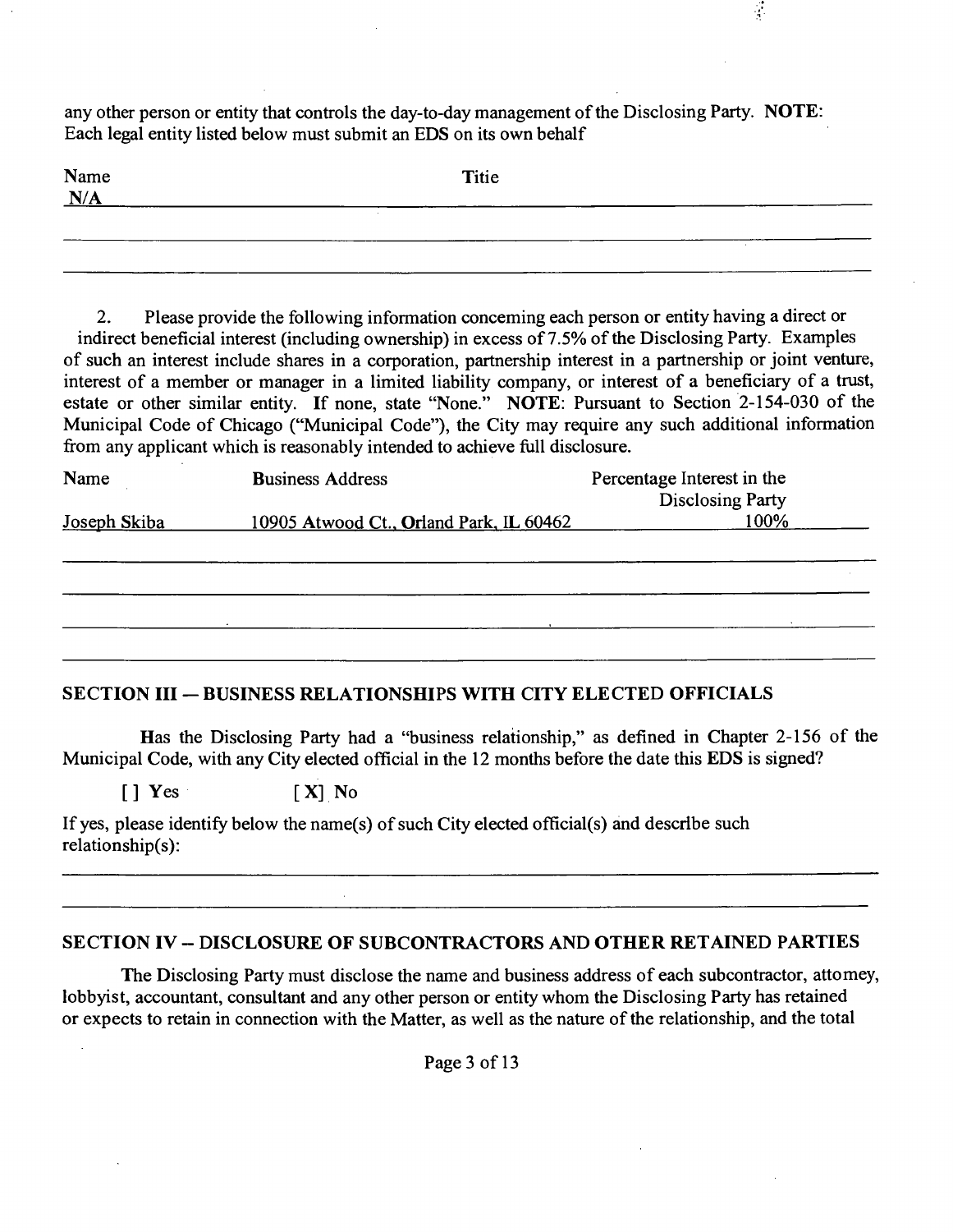any other person or entity that controls the day-to-day management of the Disclosing Party. **NOTE**: Each legal entity listed below must submit an EDS on its own behalf

| Name | Titie |
|---|---|
| N/A | |

2. Please provide the following information conceming each person or entity having a direct or indirect beneficial interest (including ownership) in excess of 7.5% of the Disclosing Party. Examples of such an interest include shares in a corporation, partnership interest in a partnership or joint venture, interest of a member or manager in a limited liability company, or interest of a beneficiary of a trust, estate or other similar entity. If none, state "None." **NOTE**: Pursuant to Section 2-154-030 of the Municipal Code of Chicago ("Municipal Code"), the City may require any such additional information from any applicant which is reasonably intended to achieve full disclosure.

| Name | Business Address | Percentage Interest in the Disclosing Party |
|---|---|---|
| Joseph Skiba | 10905 Atwood Ct., Orland Park, IL 60462 | 100% |

## SECTION III -- BUSINESS RELATIONSHIPS WITH CITY ELECTED OFFICIALS

Has the Disclosing Party had a "business relationship," as defined in Chapter 2-156 of the Municipal Code, with any City elected official in the 12 months before the date this EDS is signed?

[ ] Yes [X] No

If yes, please identify below the name(s) of such City elected official(s) and descrlbe such relationship(s):

## SECTION IV -- DISCLOSURE OF SUBCONTRACTORS AND OTHER RETAINED PARTIES

The Disclosing Party must disclose the name and business address of each subcontractor, attomey, lobbyist, accountant, consultant and any other person or entity whom the Disclosing Party has retained or expects to retain in connection with the Matter, as well as the nature of the relationship, and the total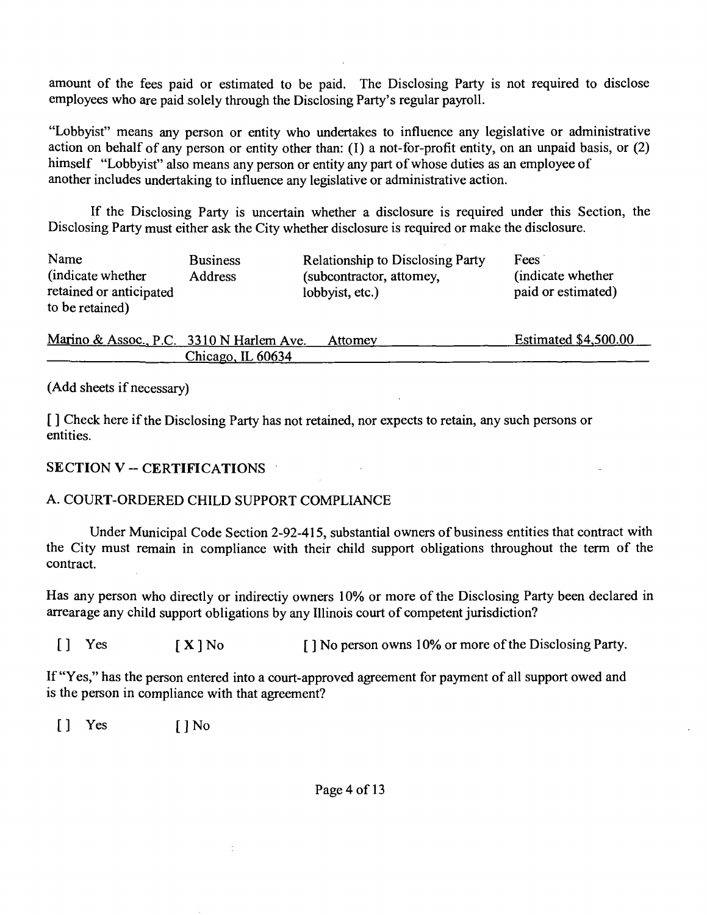amount of the fees paid or estimated to be paid. The Disclosing Party is not required to disclose employees who are paid solely through the Disclosing Party's regular payroll.

"Lobbyist" means any person or entity who undertakes to influence any legislative or administrative action on behalf of any person or entity other than: (1) a not-for-profit entity, on an unpaid basis, or (2) himself "Lobbyist" also means any person or entity any part of whose duties as an employee of another includes undertaking to influence any legislative or administrative action.

If the Disclosing Party is uncertain whether a disclosure is required under this Section, the Disclosing Party must either ask the City whether disclosure is required or make the disclosure.

| Name (indicate whether retained or anticipated to be retained) | Business Address | Relationship to Disclosing Party (subcontractor, attorney, lobbyist, etc.) | Fees (indicate whether paid or estimated) |
|---|---|---|---|
| Marino & Assoc., P.C. | 3310 N Harlem Ave. Chicago, IL 60634 | Attorney | Estimated $4,500.00 |

(Add sheets if necessary)

[ ] Check here if the Disclosing Party has not retained, nor expects to retain, any such persons or entities.

## SECTION V -- CERTIFICATIONS

### A. COURT-ORDERED CHILD SUPPORT COMPLIANCE

Under Municipal Code Section 2-92-415, substantial owners of business entities that contract with the City must remain in compliance with their child support obligations throughout the term of the contract.

Has any person who directly or indirectiy owners 10% or more of the Disclosing Party been declared in arrearage any child support obligations by any Illinois court of competent jurisdiction?

[ ] Yes [ X ] No [ ] No person owns 10% or more of the Disclosing Party.

If "Yes," has the person entered into a court-approved agreement for payment of all support owed and is the person in compliance with that agreement?

[ ] Yes [ ] No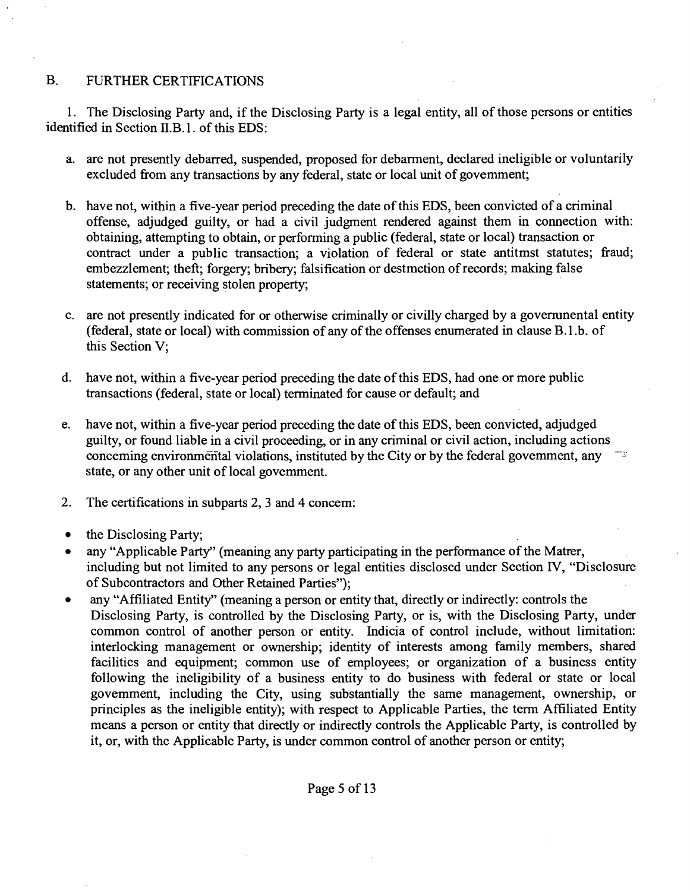## B. FURTHER CERTIFICATIONS

1. The Disclosing Party and, if the Disclosing Party is a legal entity, all of those persons or entities identified in Section II.B.1. of this EDS:

   a. are not presently debarred, suspended, proposed for debarment, declared ineligible or voluntarily excluded from any transactions by any federal, state or local unit of govemment;

   b. have not, within a five-year period preceding the date of this EDS, been convicted of a criminal offense, adjudged guilty, or had a civil judgment rendered against them in connection with: obtaining, attempting to obtain, or performing a public (federal, state or local) transaction or contract under a public transaction; a violation of federal or state antitmst statutes; fraud; embezzlement; theft; forgery; bribery; falsification or destmction of records; making false statements; or receiving stolen property;

   c. are not presently indicated for or otherwise criminally or civilly charged by a governmental entity (federal, state or local) with commission of any of the offenses enumerated in clause B.1.b. of this Section V;

   d. have not, within a five-year period preceding the date of this EDS, had one or more public transactions (federal, state or local) terminated for cause or default; and

   e. have not, within a five-year period preceding the date of this EDS, been convicted, adjudged guilty, or found liable in a civil proceeding, or in any criminal or civil action, including actions conceming environmental violations, instituted by the City or by the federal govemment, any state, or any other unit of local govemment.

2. The certifications in subparts 2, 3 and 4 concem:

- the Disclosing Party;
- any "Applicable Party" (meaning any party participating in the performance of the Matrer, including but not limited to any persons or legal entities disclosed under Section IV, "Disclosure of Subcontractors and Other Retained Parties");
- any "Affiliated Entity" (meaning a person or entity that, directly or indirectly: controls the Disclosing Party, is controlled by the Disclosing Party, or is, with the Disclosing Party, under common control of another person or entity. Indicia of control include, without limitation: interlocking management or ownership; identity of interests among family members, shared facilities and equipment; common use of employees; or organization of a business entity following the ineligibility of a business entity to do business with federal or state or local govemment, including the City, using substantially the same management, ownership, or principles as the ineligible entity); with respect to Applicable Parties, the term Affiliated Entity means a person or entity that directly or indirectly controls the Applicable Party, is controlled by it, or, with the Applicable Party, is under common control of another person or entity;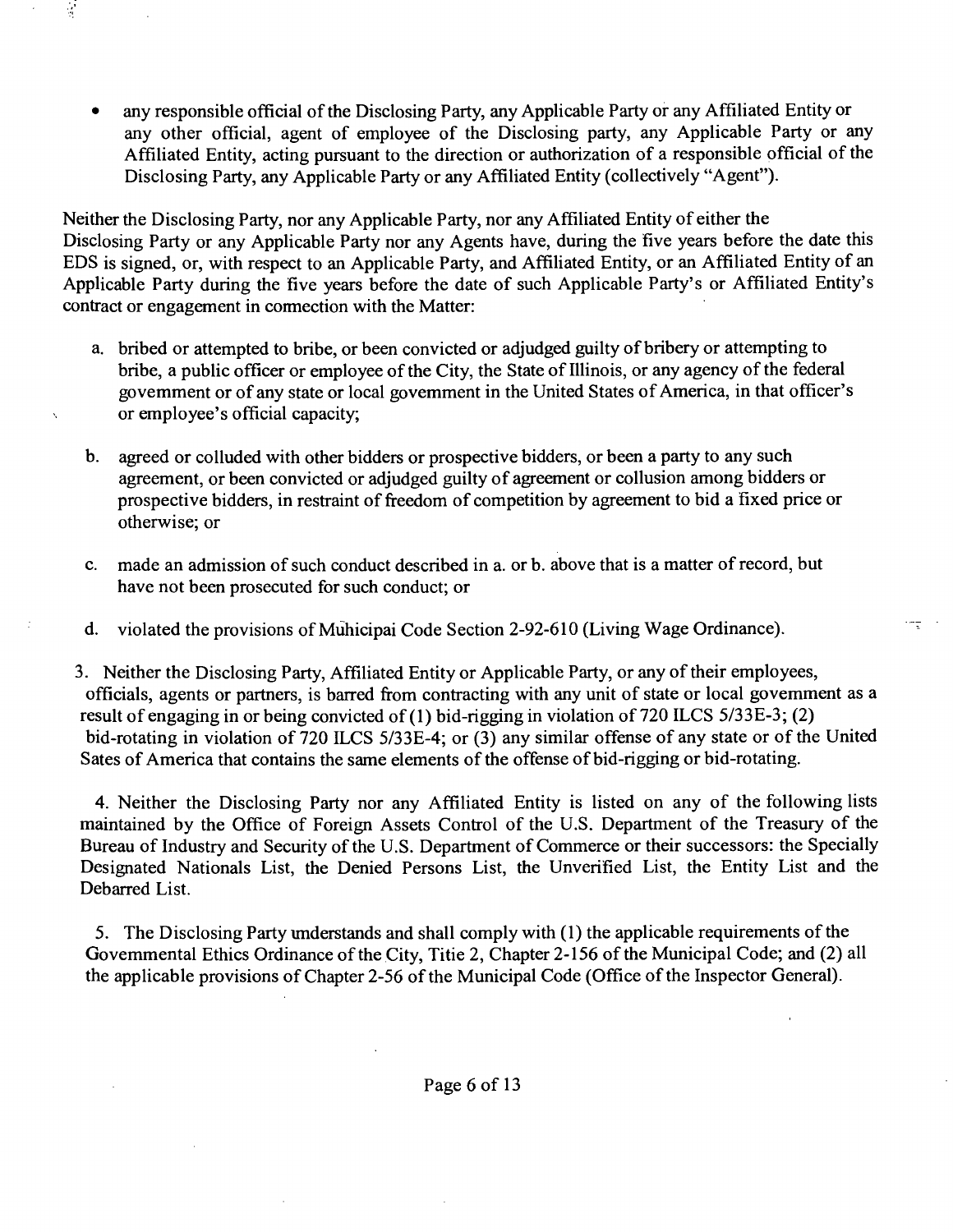- any responsible official of the Disclosing Party, any Applicable Party or any Affiliated Entity or any other official, agent of employee of the Disclosing party, any Applicable Party or any Affiliated Entity, acting pursuant to the direction or authorization of a responsible official of the Disclosing Party, any Applicable Party or any Affiliated Entity (collectively "Agent").

Neither the Disclosing Party, nor any Applicable Party, nor any Affiliated Entity of either the Disclosing Party or any Applicable Party nor any Agents have, during the five years before the date this EDS is signed, or, with respect to an Applicable Party, and Affiliated Entity, or an Affiliated Entity of an Applicable Party during the five years before the date of such Applicable Party's or Affiliated Entity's contract or engagement in connection with the Matter:

a. bribed or attempted to bribe, or been convicted or adjudged guilty of bribery or attempting to bribe, a public officer or employee of the City, the State of Illinois, or any agency of the federal government or of any state or local government in the United States of America, in that officer's or employee's official capacity;

b. agreed or colluded with other bidders or prospective bidders, or been a party to any such agreement, or been convicted or adjudged guilty of agreement or collusion among bidders or prospective bidders, in restraint of freedom of competition by agreement to bid a fixed price or otherwise; or

c. made an admission of such conduct described in a. or b. above that is a matter of record, but have not been prosecuted for such conduct; or

d. violated the provisions of Municipal Code Section 2-92-610 (Living Wage Ordinance).

3. Neither the Disclosing Party, Affiliated Entity or Applicable Party, or any of their employees, officials, agents or partners, is barred from contracting with any unit of state or local government as a result of engaging in or being convicted of (1) bid-rigging in violation of 720 ILCS 5/33E-3; (2) bid-rotating in violation of 720 ILCS 5/33E-4; or (3) any similar offense of any state or of the United Sates of America that contains the same elements of the offense of bid-rigging or bid-rotating.

4. Neither the Disclosing Party nor any Affiliated Entity is listed on any of the following lists maintained by the Office of Foreign Assets Control of the U.S. Department of the Treasury of the Bureau of Industry and Security of the U.S. Department of Commerce or their successors: the Specially Designated Nationals List, the Denied Persons List, the Unverified List, the Entity List and the Debarred List.

5. The Disclosing Party understands and shall comply with (1) the applicable requirements of the Governmental Ethics Ordinance of the City, Titie 2, Chapter 2-156 of the Municipal Code; and (2) all the applicable provisions of Chapter 2-56 of the Municipal Code (Office of the Inspector General).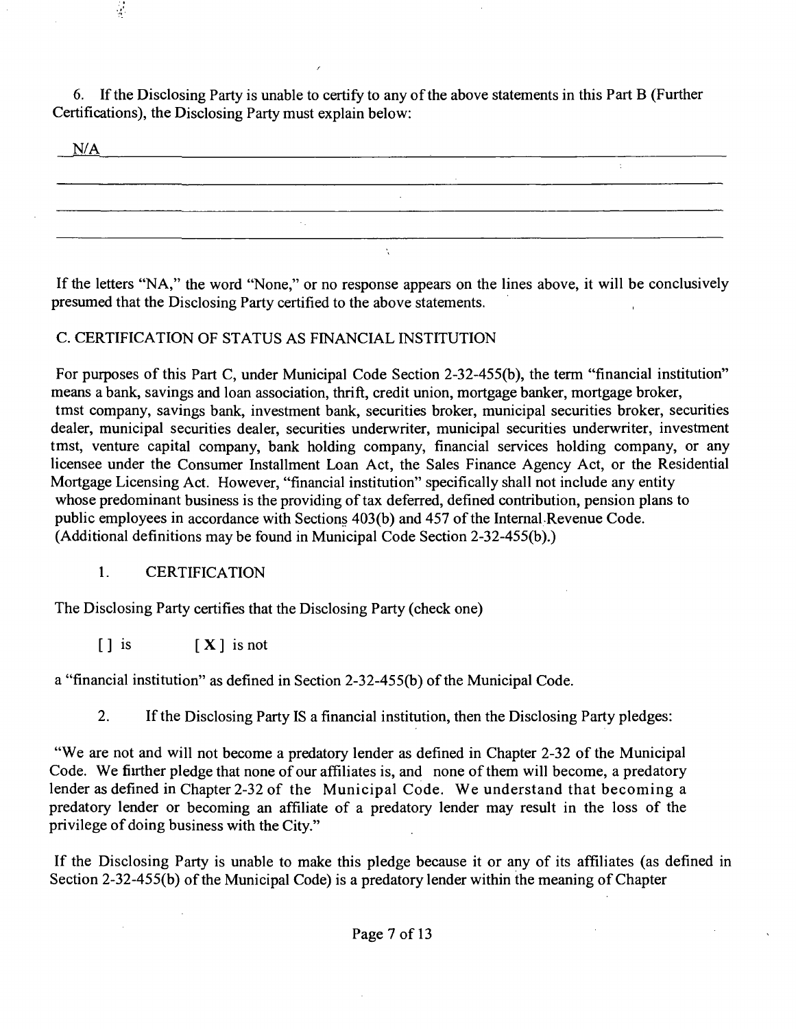6. If the Disclosing Party is unable to certify to any of the above statements in this Part B (Further Certifications), the Disclosing Party must explain below:

N/A

If the letters "NA," the word "None," or no response appears on the lines above, it will be conclusively presumed that the Disclosing Party certified to the above statements.

C. CERTIFICATION OF STATUS AS FINANCIAL INSTITUTION

For purposes of this Part C, under Municipal Code Section 2-32-455(b), the term "financial institution" means a bank, savings and loan association, thrift, credit union, mortgage banker, mortgage broker, tmst company, savings bank, investment bank, securities broker, municipal securities broker, securities dealer, municipal securities dealer, securities underwriter, municipal securities underwriter, investment tmst, venture capital company, bank holding company, financial services holding company, or any licensee under the Consumer Installment Loan Act, the Sales Finance Agency Act, or the Residential Mortgage Licensing Act. However, "financial institution" specifically shall not include any entity whose predominant business is the providing of tax deferred, defined contribution, pension plans to public employees in accordance with Sections 403(b) and 457 of the Internal Revenue Code. (Additional definitions may be found in Municipal Code Section 2-32-455(b).)

1. CERTIFICATION

The Disclosing Party certifies that the Disclosing Party (check one)

[] is [**X**] is not

a "financial institution" as defined in Section 2-32-455(b) of the Municipal Code.

2. If the Disclosing Party IS a financial institution, then the Disclosing Party pledges:

"We are not and will not become a predatory lender as defined in Chapter 2-32 of the Municipal Code. We firther pledge that none of our affiliates is, and none of them will become, a predatory lender as defined in Chapter 2-32 of the Municipal Code. We understand that becoming a predatory lender or becoming an affiliate of a predatory lender may result in the loss of the privilege of doing business with the City."

If the Disclosing Party is unable to make this pledge because it or any of its affiliates (as defined in Section 2-32-455(b) of the Municipal Code) is a predatory lender within the meaning of Chapter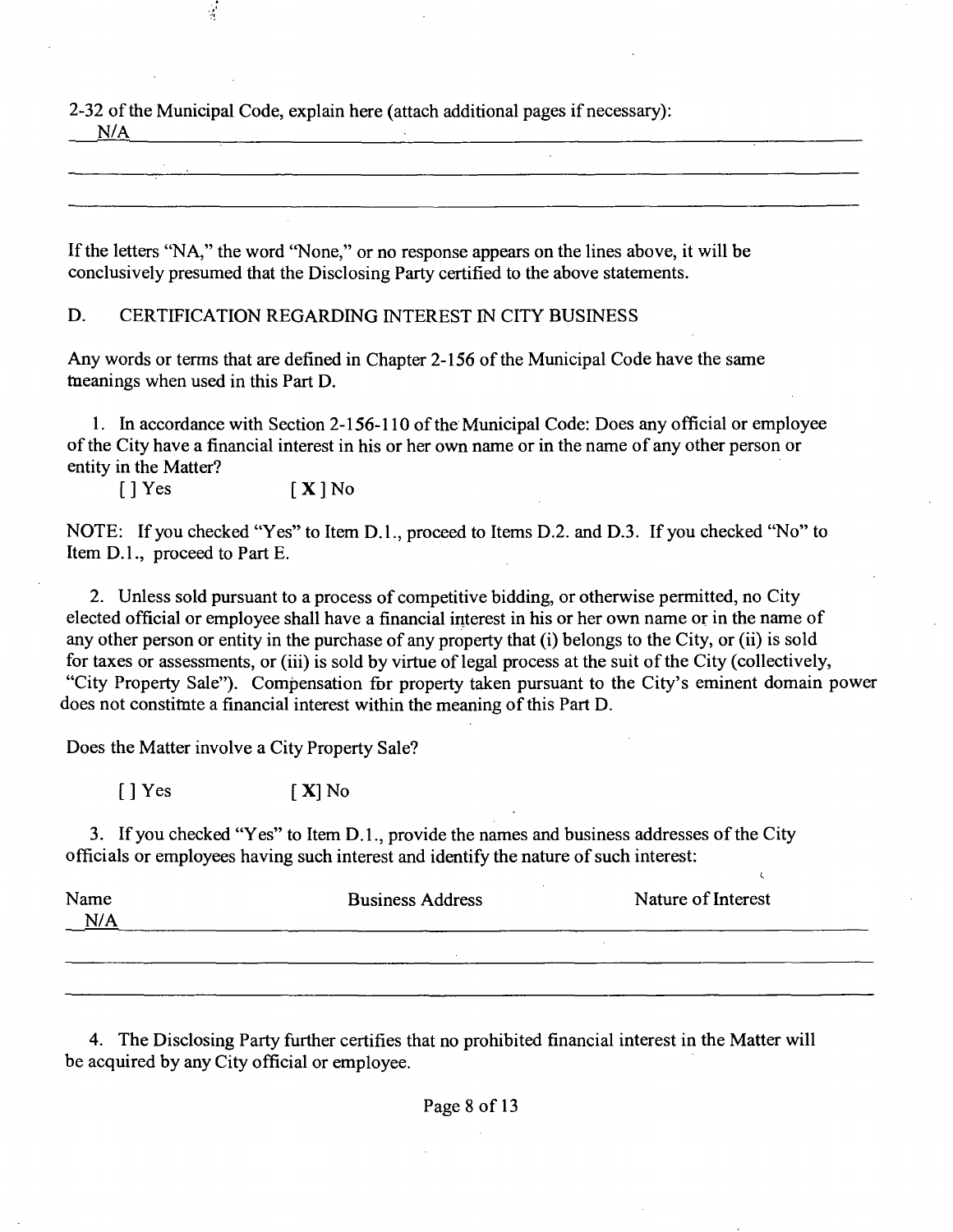2-32 of the Municipal Code, explain here (attach additional pages if necessary):

N/A

If the letters "NA," the word "None," or no response appears on the lines above, it will be conclusively presumed that the Disclosing Party certified to the above statements.

D. CERTIFICATION REGARDING INTEREST IN CITY BUSINESS

Any words or terms that are defined in Chapter 2-156 of the Municipal Code have the same meanings when used in this Part D.

1. In accordance with Section 2-156-110 of the Municipal Code: Does any official or employee of the City have a financial interest in his or her own name or in the name of any other person or entity in the Matter?

[ ] Yes [X] No

NOTE: If you checked "Yes" to Item D.1., proceed to Items D.2. and D.3. If you checked "No" to Item D.1., proceed to Part E.

2. Unless sold pursuant to a process of competitive bidding, or otherwise permitted, no City elected official or employee shall have a financial interest in his or her own name or in the name of any other person or entity in the purchase of any property that (i) belongs to the City, or (ii) is sold for taxes or assessments, or (iii) is sold by virtue of legal process at the suit of the City (collectively, "City Property Sale"). Compensation for property taken pursuant to the City's eminent domain power does not constitute a financial interest within the meaning of this Part D.

Does the Matter involve a City Property Sale?

[ ] Yes [X] No

3. If you checked "Yes" to Item D.1., provide the names and business addresses of the City officials or employees having such interest and identify the nature of such interest:

| Name | Business Address | Nature of Interest |
|---|---|---|
| N/A | | |

4. The Disclosing Party further certifies that no prohibited financial interest in the Matter will be acquired by any City official or employee.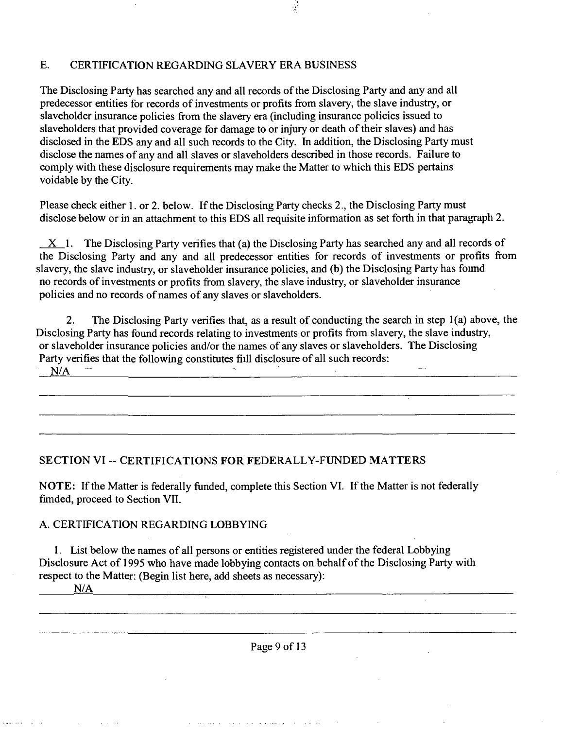## E. CERTIFICATION REGARDING SLAVERY ERA BUSINESS

The Disclosing Party has searched any and all records of the Disclosing Party and any and all predecessor entities for records of investments or profits from slavery, the slave industry, or slaveholder insurance policies from the slavery era (including insurance policies issued to slaveholders that provided coverage for damage to or injury or death of their slaves) and has disclosed in the EDS any and all such records to the City. In addition, the Disclosing Party must disclose the names of any and all slaves or slaveholders described in those records. Failure to comply with these disclosure requirements may make the Matter to which this EDS pertains voidable by the City.

Please check either 1. or 2. below. If the Disclosing Party checks 2., the Disclosing Party must disclose below or in an attachment to this EDS all requisite information as set forth in that paragraph 2.

\_X\_ 1. The Disclosing Party verifies that (a) the Disclosing Party has searched any and all records of the Disclosing Party and any and all predecessor entities for records of investments or profits from slavery, the slave industry, or slaveholder insurance policies, and (b) the Disclosing Party has foimd no records of investments or profits from slavery, the slave industry, or slaveholder insurance policies and no records of names of any slaves or slaveholders.

2. The Disclosing Party verifies that, as a result of conducting the search in step 1(a) above, the Disclosing Party has found records relating to investments or profits from slavery, the slave industry, or slaveholder insurance policies and/or the names of any slaves or slaveholders. The Disclosing Party verifies that the following constitutes fiill disclosure of all such records:

N/A

## SECTION VI -- CERTIFICATIONS FOR FEDERALLY-FUNDED MATTERS

**NOTE:** If the Matter is federally funded, complete this Section VI. If the Matter is not federally fimded, proceed to Section VII.

### A. CERTIFICATION REGARDING LOBBYING

1. List below the names of all persons or entities registered under the federal Lobbying Disclosure Act of 1995 who have made lobbying contacts on behalf of the Disclosing Party with respect to the Matter: (Begin list here, add sheets as necessary):

N/A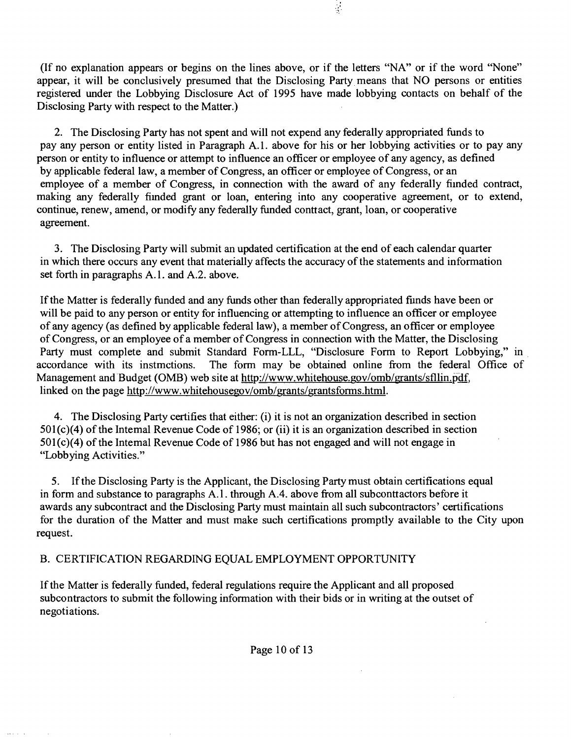(If no explanation appears or begins on the lines above, or if the letters "NA" or if the word "None" appear, it will be conclusively presumed that the Disclosing Party means that NO persons or entities registered under the Lobbying Disclosure Act of 1995 have made lobbying contacts on behalf of the Disclosing Party with respect to the Matter.)

2. The Disclosing Party has not spent and will not expend any federally appropriated funds to pay any person or entity listed in Paragraph A.1. above for his or her lobbying activities or to pay any person or entity to influence or attempt to influence an officer or employee of any agency, as defined by applicable federal law, a member of Congress, an officer or employee of Congress, or an employee of a member of Congress, in connection with the award of any federally funded contract, making any federally funded grant or loan, entering into any cooperative agreement, or to extend, continue, renew, amend, or modify any federally funded contract, grant, loan, or cooperative agreement.

3. The Disclosing Party will submit an updated certification at the end of each calendar quarter in which there occurs any event that materially affects the accuracy of the statements and information set forth in paragraphs A.1. and A.2. above.

If the Matter is federally funded and any funds other than federally appropriated funds have been or will be paid to any person or entity for influencing or attempting to influence an officer or employee of any agency (as defined by applicable federal law), a member of Congress, an officer or employee of Congress, or an employee of a member of Congress in connection with the Matter, the Disclosing Party must complete and submit Standard Form-LLL, "Disclosure Form to Report Lobbying," in accordance with its instructions. The form may be obtained online from the federal Office of Management and Budget (OMB) web site at http://www.whitehouse.gov/omb/grants/sfllin.pdf, linked on the page http://www.whitehousegov/omb/grants/grantsforms.html.

4. The Disclosing Party certifies that either: (i) it is not an organization described in section 501(c)(4) of the Internal Revenue Code of 1986; or (ii) it is an organization described in section 501(c)(4) of the Internal Revenue Code of 1986 but has not engaged and will not engage in "Lobbying Activities."

5. If the Disclosing Party is the Applicant, the Disclosing Party must obtain certifications equal in form and substance to paragraphs A.1. through A.4. above from all subcontractors before it awards any subcontract and the Disclosing Party must maintain all such subcontractors' certifications for the duration of the Matter and must make such certifications promptly available to the City upon request.

## B. CERTIFICATION REGARDING EQUAL EMPLOYMENT OPPORTUNITY

If the Matter is federally funded, federal regulations require the Applicant and all proposed subcontractors to submit the following information with their bids or in writing at the outset of negotiations.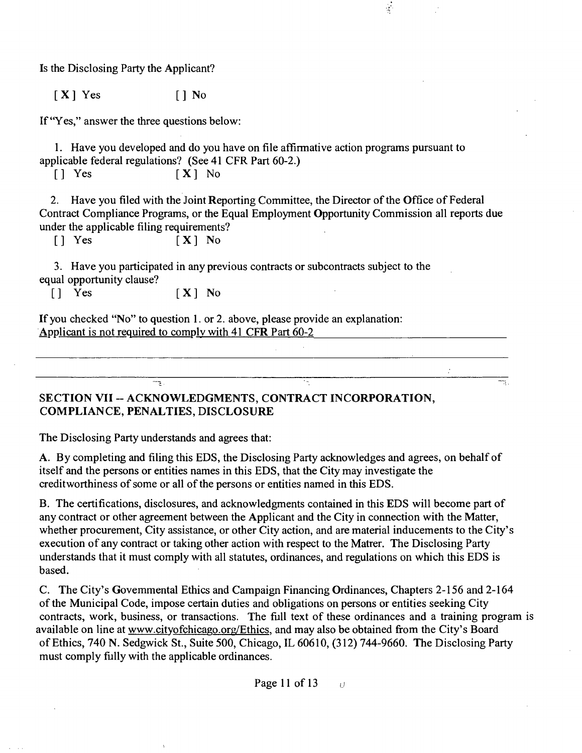Is the Disclosing Party the Applicant?

[X] Yes [] No

If "Yes," answer the three questions below:

1. Have you developed and do you have on file affirmative action programs pursuant to applicable federal regulations? (See 41 CFR Part 60-2.)

[] Yes [X] No

2. Have you filed with the Joint Reporting Committee, the Director of the Office of Federal Contract Compliance Programs, or the Equal Employment Opportunity Commission all reports due under the applicable filing requirements?

[] Yes [X] No

3. Have you participated in any previous contracts or subcontracts subject to the equal opportunity clause?

[] Yes [X] No

If you checked "No" to question 1. or 2. above, please provide an explanation:

Applicant is not required to comply with 41 CFR Part 60-2

## SECTION VII -- ACKNOWLEDGMENTS, CONTRACT INCORPORATION, COMPLIANCE, PENALTIES, DISCLOSURE

The Disclosing Party understands and agrees that:

A. By completing and filing this EDS, the Disclosing Party acknowledges and agrees, on behalf of itself and the persons or entities names in this EDS, that the City may investigate the creditworthiness of some or all of the persons or entities named in this EDS.

B. The certifications, disclosures, and acknowledgments contained in this EDS will become part of any contract or other agreement between the Applicant and the City in connection with the Matter, whether procurement, City assistance, or other City action, and are material inducements to the City's execution of any contract or taking other action with respect to the Matrer. The Disclosing Party understands that it must comply with all statutes, ordinances, and regulations on which this EDS is based.

C. The City's Governmental Ethics and Campaign Financing Ordinances, Chapters 2-156 and 2-164 of the Municipal Code, impose certain duties and obligations on persons or entities seeking City contracts, work, business, or transactions. The full text of these ordinances and a training program is available on line at www.cityofchicago.org/Ethics, and may also be obtained from the City's Board of Ethics, 740 N. Sedgwick St., Suite 500, Chicago, IL 60610, (312) 744-9660. The Disclosing Party must comply fully with the applicable ordinances.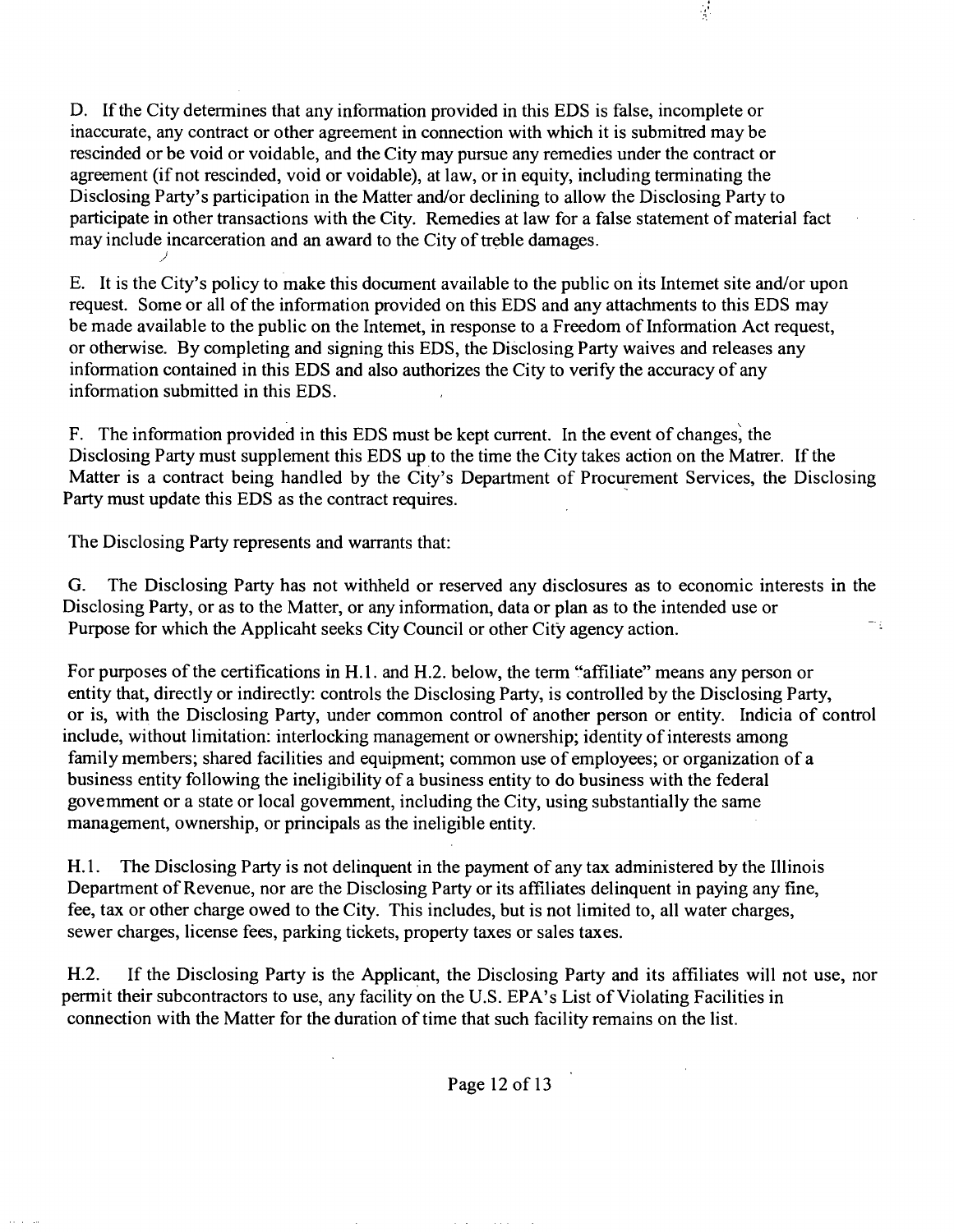D. If the City determines that any information provided in this EDS is false, incomplete or inaccurate, any contract or other agreement in connection with which it is submitred may be rescinded or be void or voidable, and the City may pursue any remedies under the contract or agreement (if not rescinded, void or voidable), at law, or in equity, including terminating the Disclosing Party's participation in the Matter and/or declining to allow the Disclosing Party to participate in other transactions with the City. Remedies at law for a false statement of material fact may include incarceration and an award to the City of treble damages.

E. It is the City's policy to make this document available to the public on its Intemet site and/or upon request. Some or all of the information provided on this EDS and any attachments to this EDS may be made available to the public on the Intemet, in response to a Freedom of Information Act request, or otherwise. By completing and signing this EDS, the Disclosing Party waives and releases any information contained in this EDS and also authorizes the City to verify the accuracy of any information submitted in this EDS.

F. The information provided in this EDS must be kept current. In the event of changes, the Disclosing Party must supplement this EDS up to the time the City takes action on the Matrer. If the Matter is a contract being handled by the City's Department of Procurement Services, the Disclosing Party must update this EDS as the contract requires.

The Disclosing Party represents and warrants that:

G. The Disclosing Party has not withheld or reserved any disclosures as to economic interests in the Disclosing Party, or as to the Matter, or any information, data or plan as to the intended use or Purpose for which the Applicaht seeks City Council or other City agency action.

For purposes of the certifications in H.1. and H.2. below, the term "affiliate" means any person or entity that, directly or indirectly: controls the Disclosing Party, is controlled by the Disclosing Party, or is, with the Disclosing Party, under common control of another person or entity. Indicia of control include, without limitation: interlocking management or ownership; identity of interests among family members; shared facilities and equipment; common use of employees; or organization of a business entity following the ineligibility of a business entity to do business with the federal govemment or a state or local govemment, including the City, using substantially the same management, ownership, or principals as the ineligible entity.

H.1. The Disclosing Party is not delinquent in the payment of any tax administered by the Illinois Department of Revenue, nor are the Disclosing Party or its affiliates delinquent in paying any fine, fee, tax or other charge owed to the City. This includes, but is not limited to, all water charges, sewer charges, license fees, parking tickets, property taxes or sales taxes.

H.2. If the Disclosing Party is the Applicant, the Disclosing Party and its affiliates will not use, nor permit their subcontractors to use, any facility on the U.S. EPA's List of Violating Facilities in connection with the Matter for the duration of time that such facility remains on the list.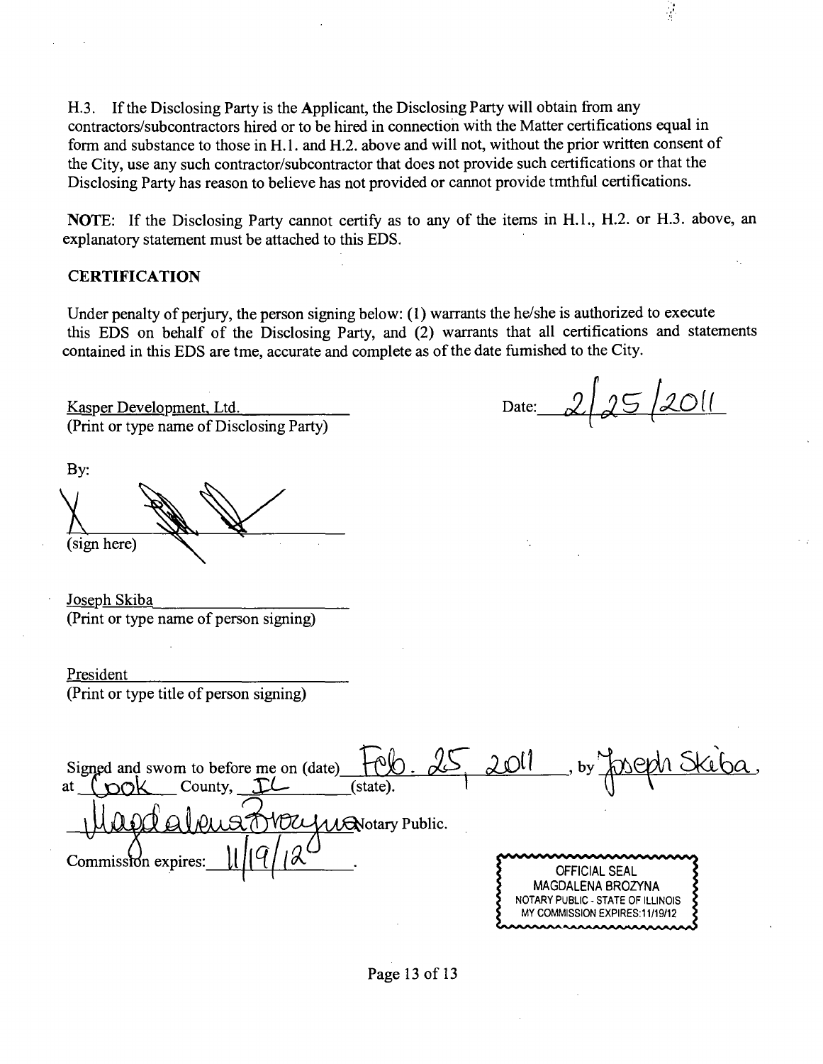H.3. If the Disclosing Party is the Applicant, the Disclosing Party will obtain from any contractors/subcontractors hired or to be hired in connection with the Matter certifications equal in form and substance to those in H.1. and H.2. above and will not, without the prior written consent of the City, use any such contractor/subcontractor that does not provide such certifications or that the Disclosing Party has reason to believe has not provided or cannot provide tmthful certifications.

**NOTE:** If the Disclosing Party cannot certify as to any of the items in H.1., H.2. or H.3. above, an explanatory statement must be attached to this EDS.

**CERTIFICATION**

Under penalty of perjury, the person signing below: (1) warrants the he/she is authorized to execute this EDS on behalf of the Disclosing Party, and (2) warrants that all certifications and statements contained in this EDS are tme, accurate and complete as of the date fumished to the City.

Kasper Development, Ltd.
(Print or type name of Disclosing Party)

Date: 2/25/2011

By:

X
(sign here)

Joseph Skiba
(Print or type name of person signing)

President
(Print or type title of person signing)

Signed and swom to before me on (date) Feb. 25, 2011, by Joseph Skiba, at Cook County, IL (state).

Magdalena Brozyna Notary Public.

Commission expires: 11/19/12.

OFFICIAL SEAL
MAGDALENA BROZYNA
NOTARY PUBLIC - STATE OF ILLINOIS
MY COMMISSION EXPIRES:11/19/12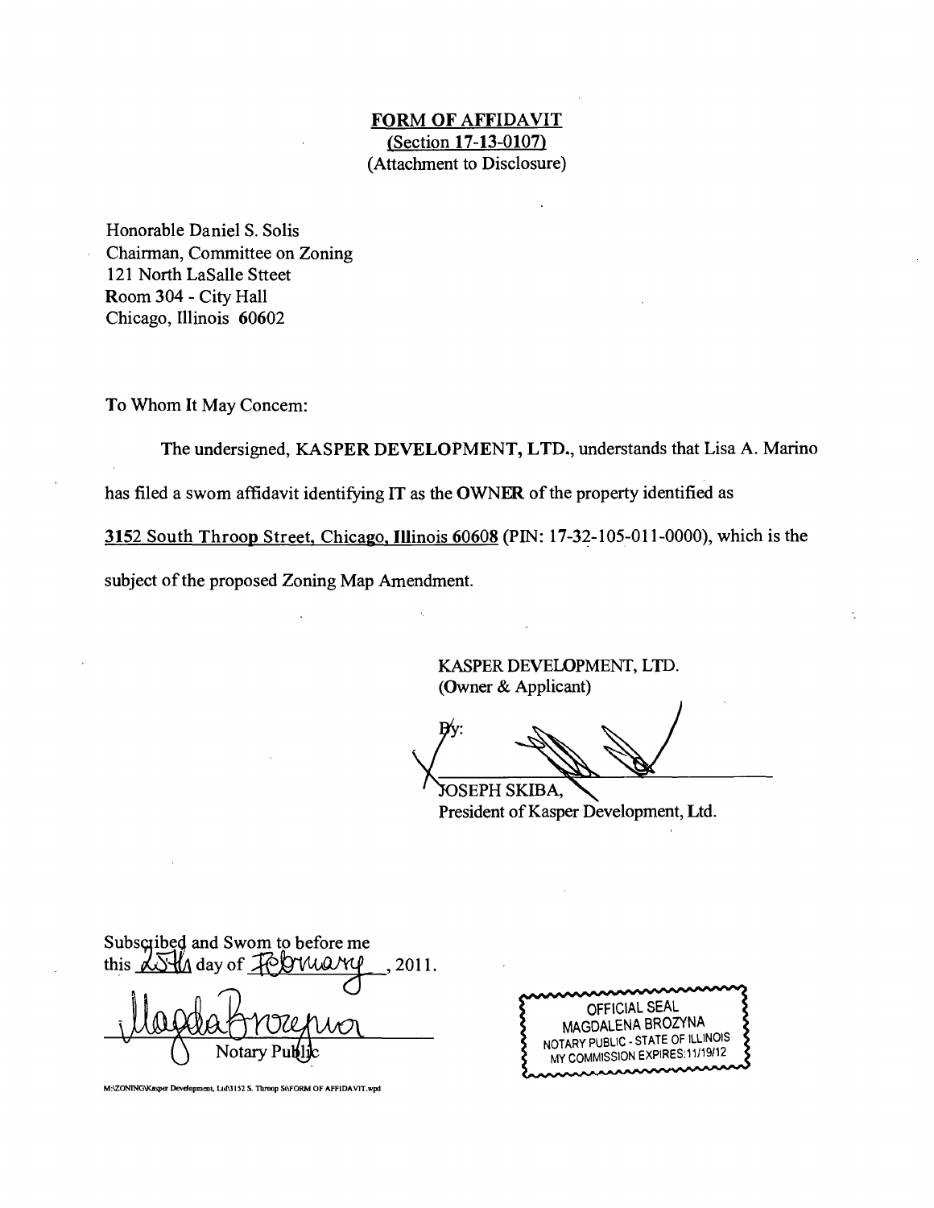**FORM OF AFFIDAVIT**
**(Section 17-13-0107)**
(Attachment to Disclosure)

Honorable Daniel S. Solis
Chairman, Committee on Zoning
121 North LaSalle Stteet
Room 304 - City Hall
Chicago, Illinois 60602

To Whom It May Concem:

The undersigned, **KASPER DEVELOPMENT, LTD.**, understands that Lisa A. Marino has filed a swom affidavit identifying **IT** as the **OWNER** of the property identified as 3152 South Throop Street, Chicago, **Illinois** 60608 (PIN: 17-32-105-011-0000), which is the subject of the proposed Zoning Map Amendment.

KASPER DEVELOPMENT, LTD.
(Owner & Applicant)

By:
JOSEPH SKIBA,
President of Kasper Development, Ltd.

Subscribed and Swom to before me this 25th day of February, 2011.

Notary Public

OFFICIAL SEAL
MAGDALENA BROZYNA
NOTARY PUBLIC - STATE OF ILLINOIS
MY COMMISSION EXPIRES:11/19/12

M:\ZONING\Kasper Development, Ltd\3152 S. Throop St\FORM OF AFFIDAVIT.wpd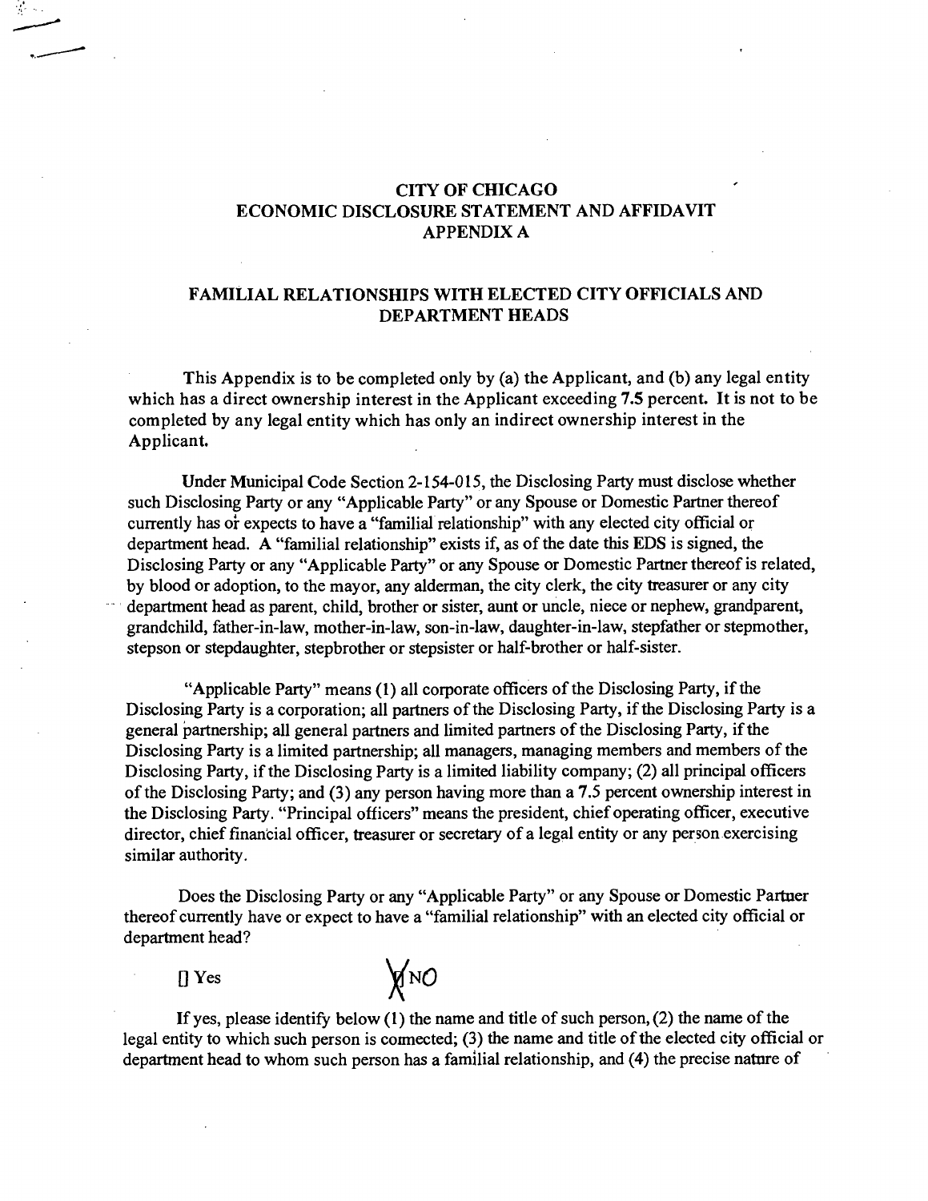# CITY OF CHICAGO
# ECONOMIC DISCLOSURE STATEMENT AND AFFIDAVIT
# APPENDIX A

## FAMILIAL RELATIONSHIPS WITH ELECTED CITY OFFICIALS AND DEPARTMENT HEADS

This Appendix is to be completed only by (a) the Applicant, and (b) any legal entity which has a direct ownership interest in the Applicant exceeding 7.5 percent. It is not to be completed by any legal entity which has only an indirect ownership interest in the Applicant.

Under Municipal Code Section 2-154-015, the Disclosing Party must disclose whether such Disclosing Party or any "Applicable Party" or any Spouse or Domestic Partner thereof currently has or expects to have a "familial relationship" with any elected city official or department head. A "familial relationship" exists if, as of the date this EDS is signed, the Disclosing Party or any "Applicable Party" or any Spouse or Domestic Partner thereof is related, by blood or adoption, to the mayor, any alderman, the city clerk, the city treasurer or any city department head as parent, child, brother or sister, aunt or uncle, niece or nephew, grandparent, grandchild, father-in-law, mother-in-law, son-in-law, daughter-in-law, stepfather or stepmother, stepson or stepdaughter, stepbrother or stepsister or half-brother or half-sister.

"Applicable Party" means (1) all corporate officers of the Disclosing Party, if the Disclosing Party is a corporation; all partners of the Disclosing Party, if the Disclosing Party is a general partnership; all general partners and limited partners of the Disclosing Party, if the Disclosing Party is a limited partnership; all managers, managing members and members of the Disclosing Party, if the Disclosing Party is a limited liability company; (2) all principal officers of the Disclosing Party; and (3) any person having more than a 7.5 percent ownership interest in the Disclosing Party. "Principal officers" means the president, chief operating officer, executive director, chief financial officer, treasurer or secretary of a legal entity or any person exercising similar authority.

Does the Disclosing Party or any "Applicable Party" or any Spouse or Domestic Partner thereof currently have or expect to have a "familial relationship" with an elected city official or department head?

[] Yes [X] NO

If yes, please identify below (1) the name and title of such person, (2) the name of the legal entity to which such person is connected; (3) the name and title of the elected city official or department head to whom such person has a familial relationship, and (4) the precise nature of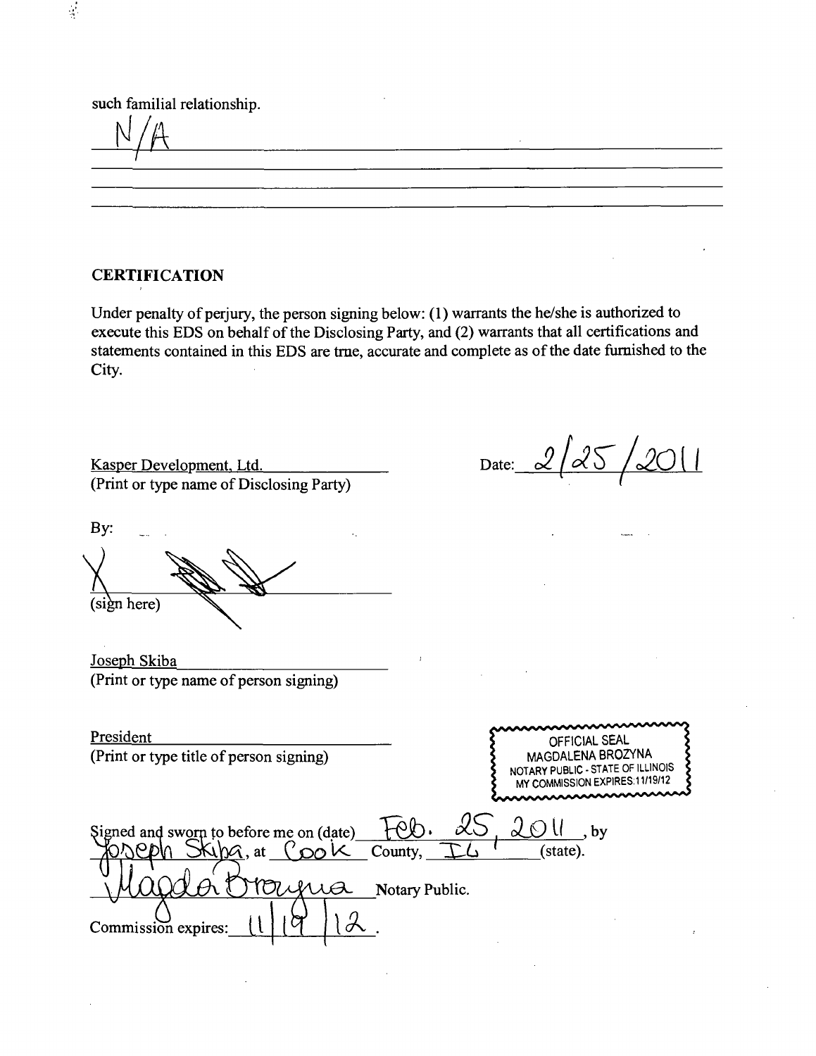such familial relationship.

N/A

## CERTIFICATION

Under penalty of perjury, the person signing below: (1) warrants the he/she is authorized to execute this EDS on behalf of the Disclosing Party, and (2) warrants that all certifications and statements contained in this EDS are true, accurate and complete as of the date furnished to the City.

Kasper Development, Ltd.
(Print or type name of Disclosing Party)

Date: 2/25/2011

By:

(sign here)

Joseph Skiba
(Print or type name of person signing)

President
(Print or type title of person signing)

OFFICIAL SEAL
MAGDALENA BROZYNA
NOTARY PUBLIC - STATE OF ILLINOIS
MY COMMISSION EXPIRES:11/19/12

Signed and sworn to before me on (date) Feb. 25, 2011, by Joseph Skiba, at Cook County, IL (state).

Magda Brozyna Notary Public.

Commission expires: 11/19/12.